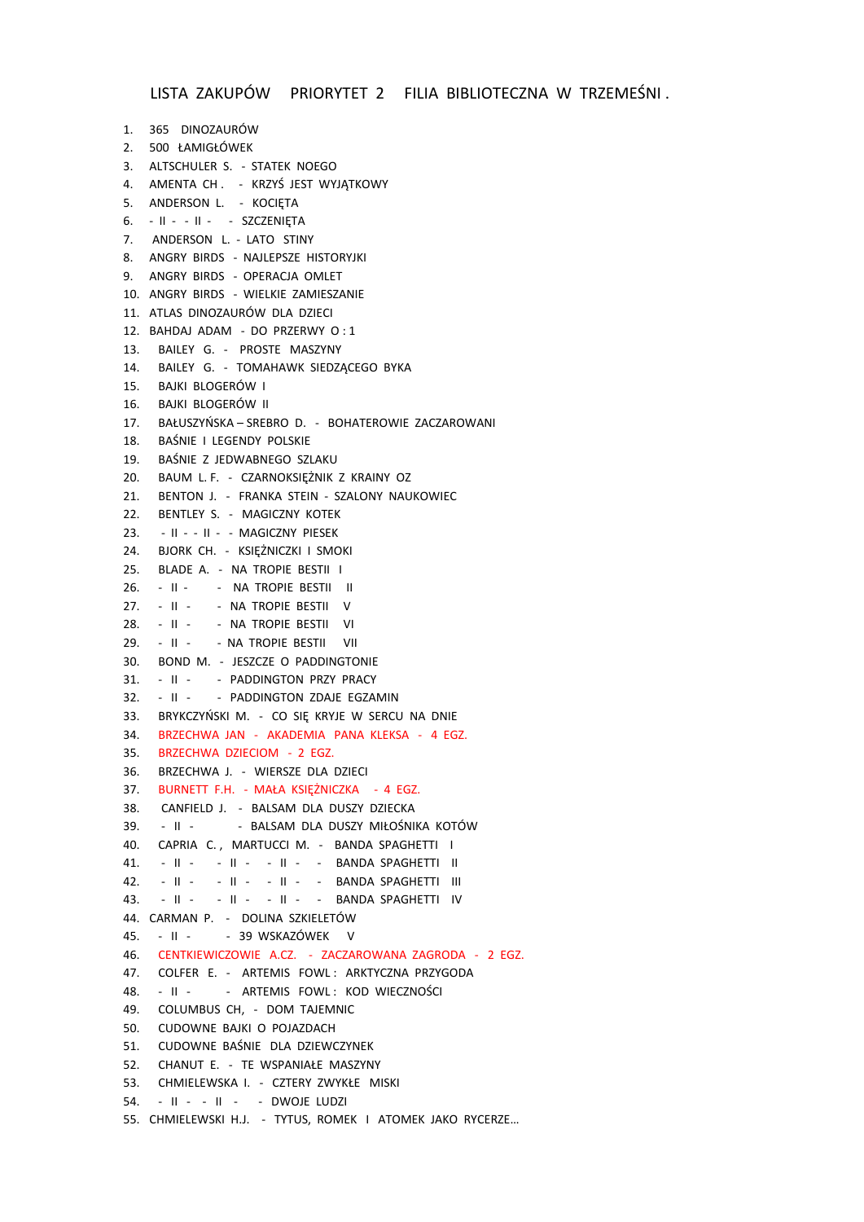LISTA ZAKUPÓW PRIORYTET 2 FILIA BIBLIOTECZNA W TRZEMEŚNI .

1. 365 DINOZAURÓW
2. 500 ŁAMIGŁÓWEK
3. ALTSCHULER S. - STATEK NOEGO
4. AMENTA CH . - KRZYŚ JEST WYJĄTKOWY
5. ANDERSON L. - KOCIĘTA
6. - II - - II - - SZCZENIĘTA
7. ANDERSON L. - LATO STINY
8. ANGRY BIRDS - NAJLEPSZE HISTORYJKI
9. ANGRY BIRDS - OPERACJA OMLET
10. ANGRY BIRDS - WIELKIE ZAMIESZANIE
11. ATLAS DINOZAURÓW DLA DZIECI
12. BAHDAJ ADAM - DO PRZERWY O : 1
13. BAILEY G. - PROSTE MASZYNY
14. BAILEY G. - TOMAHAWK SIEDZĄCEGO BYKA
15. BAJKI BLOGERÓW I
16. BAJKI BLOGERÓW II
17. BAŁUSZYŃSKA – SREBRO D. - BOHATEROWIE ZACZAROWANI
18. BAŚNIE I LEGENDY POLSKIE
19. BAŚNIE Z JEDWABNEGO SZLAKU
20. BAUM L. F. - CZARNOKSIĘŻNIK Z KRAINY OZ
21. BENTON J. - FRANKA STEIN - SZALONY NAUKOWIEC
22. BENTLEY S. - MAGICZNY KOTEK
23. - II - - II - - MAGICZNY PIESEK
24. BJORK CH. - KSIĘŻNICZKI I SMOKI
25. BLADE A. - NA TROPIE BESTII I
26. - II - - NA TROPIE BESTII II
27. - II - - NA TROPIE BESTII V
28. - II - - NA TROPIE BESTII VI
29. - II - - NA TROPIE BESTII VII
30. BOND M. - JESZCZE O PADDINGTONIE
31. - II - - PADDINGTON PRZY PRACY
32. - II - - PADDINGTON ZDAJE EGZAMIN
33. BRYKCZYŃSKI M. - CO SIĘ KRYJE W SERCU NA DNIE
34. BRZECHWA JAN - AKADEMIA PANA KLEKSA - 4 EGZ.
35. BRZECHWA DZIECIOM - 2 EGZ.
36. BRZECHWA J. - WIERSZE DLA DZIECI
37. BURNETT F.H. - MAŁA KSIĘŻNICZKA - 4 EGZ.
38. CANFIELD J. - BALSAM DLA DUSZY DZIECKA
39. - II - - BALSAM DLA DUSZY MIŁOŚNIKA KOTÓW
40. CAPRIA C. , MARTUCCI M. - BANDA SPAGHETTI I
41. - II - - II - - II - - BANDA SPAGHETTI II
42. - II - - II - - II - - BANDA SPAGHETTI III
43. - II - - II - - II - - BANDA SPAGHETTI IV
44. CARMAN P. - DOLINA SZKIELETÓW
45. - II - - 39 WSKAZÓWEK V
46. CENTKIEWICZOWIE A.CZ. - ZACZAROWANA ZAGRODA - 2 EGZ.
47. COLFER E. - ARTEMIS FOWL : ARKTYCZNA PRZYGODA
48. - II - - ARTEMIS FOWL : KOD WIECZNOŚCI
49. COLUMBUS CH, - DOM TAJEMNIC
50. CUDOWNE BAJKI O POJAZDACH
51. CUDOWNE BAŚNIE DLA DZIEWCZYNEK
52. CHANUT E. - TE WSPANIAŁE MASZYNY
53. CHMIELEWSKA I. - CZTERY ZWYKŁE MISKI
54. - II - - II - - DWOJE LUDZI
55. CHMIELEWSKI H.J. - TYTUS, ROMEK I ATOMEK JAKO RYCERZE…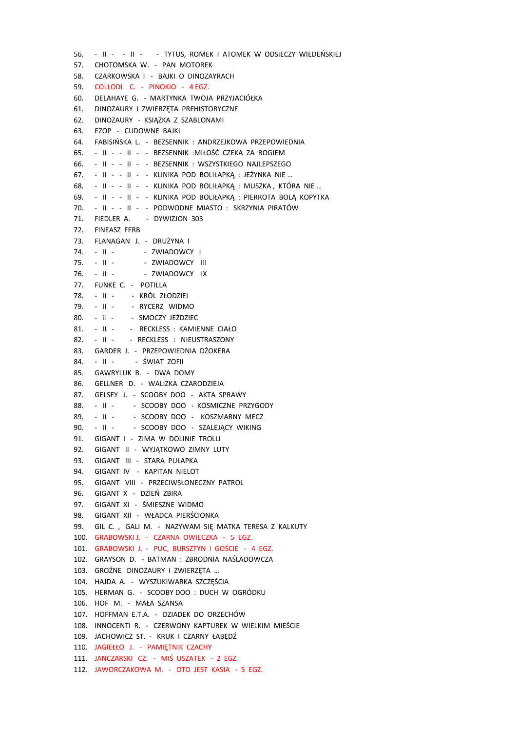56. - II - - II - - TYTUS, ROMEK I ATOMEK W ODSIECZY WIEDEŃSKIEJ
57. CHOTOMSKA W. - PAN MOTOREK
58. CZARKOWSKA I - BAJKI O DINOZAYRACH
59. COLLODI C. - PINOKIO - 4 EGZ.
60. DELAHAYE G. - MARTYNKA TWOJA PRZYJACIÓŁKA
61. DINOZAURY I ZWIERZĘTA PREHISTORYCZNE
62. DINOZAURY - KSIĄŻKA Z SZABLONAMI
63. EZOP - CUDOWNE BAJKI
64. FABISIŃSKA L. - BEZSENNIK : ANDRZEJKOWA PRZEPOWIEDNIA
65. - II - - II - - BEZSENNIK :MIŁOŚĆ CZEKA ZA ROGIEM
66. - II - - II - - BEZSENNIK : WSZYSTKIEGO NAJLEPSZEGO
67. - II - - II - - KLINIKA POD BOLIŁAPKĄ : JEŻYNKA NIE ...
68. - II - - II - - KLINIKA POD BOLIŁAPKĄ : MUSZKA , KTÓRA NIE ...
69. - II - - II - - KLINIKA POD BOLIŁAPKĄ : PIERROTA BOLĄ KOPYTKA
70. - II - - II - - PODWODNE MIASTO : SKRZYNIA PIRATÓW
71. FIEDLER A. - DYWIZJON 303
72. FINEASZ FERB
73. FLANAGAN J. - DRUŻYNA I
74. - II - - ZWIADOWCY I
75. - II - - ZWIADOWCY III
76. - II - - ZWIADOWCY IX
77. FUNKE C. - POTILLA
78. - II - - KRÓL ZŁODZIEI
79. - II - - RYCERZ WIDMO
80. - ii - - SMOCZY JEŹDZIEC
81. - II - - RECKLESS : KAMIENNE CIAŁO
82. - II - - RECKLESS : NIEUSTRASZONY
83. GARDER J. - PRZEPOWIEDNIA DŻOKERA
84. - II - - ŚWIAT ZOFII
85. GAWRYLUK B. - DWA DOMY
86. GELLNER D. - WALIZKA CZARODZIEJA
87. GELSEY J. - SCOOBY DOO - AKTA SPRAWY
88. - II - - SCOOBY DOO - KOSMICZNE PRZYGODY
89. - II - - SCOOBY DOO - KOSZMARNY MECZ
90. - II - - SCOOBY DOO - SZALEJĄCY WIKING
91. GIGANT I - ZIMA W DOLINIE TROLLI
92. GIGANT II - WYJĄTKOWO ZIMNY LUTY
93. GIGANT III - STARA PUŁAPKA
94. GIGANT IV - KAPITAN NIELOT
95. GIGANT VIII - PRZECIWSŁONECZNY PATROL
96. GIGANT X - DZIEŃ ZBIRA
97. GIGANT XI - ŚMIESZNE WIDMO
98. GIGANT XII - WŁADCA PIERŚCIONKA
99. GIL C. , GALI M. - NAZYWAM SIĘ MATKA TERESA Z KALKUTY
100. GRABOWSKI J. - CZARNA OWIECZKA - 5 EGZ.
101. GRABOWSKI J. - PUC, BURSZTYN I GOŚCIE - 4 EGZ.
102. GRAYSON D. - BATMAN : ZBRODNIA NAŚLADOWCZA
103. GROŹNE DINOZAURY I ZWIERZĘTA ...
104. HAJDA A. - WYSZUKIWARKA SZCZĘŚCIA
105. HERMAN G. - SCOOBY DOO : DUCH W OGRÓDKU
106. HOF M. - MAŁA SZANSA
107. HOFFMAN E.T.A. - DZIADEK DO ORZECHÓW
108. INNOCENTI R. - CZERWONY KAPTUREK W WIELKIM MIEŚCIE
109. JACHOWICZ ST. - KRUK I CZARNY ŁABĘDŹ
110. JAGIEŁŁO J. - PAMIĘTNIK CZACHY
111. JANCZARSKI CZ. - MIŚ USZATEK - 2 EGZ
112. JAWORCZAKOWA M. - OTO JEST KASIA - 5 EGZ.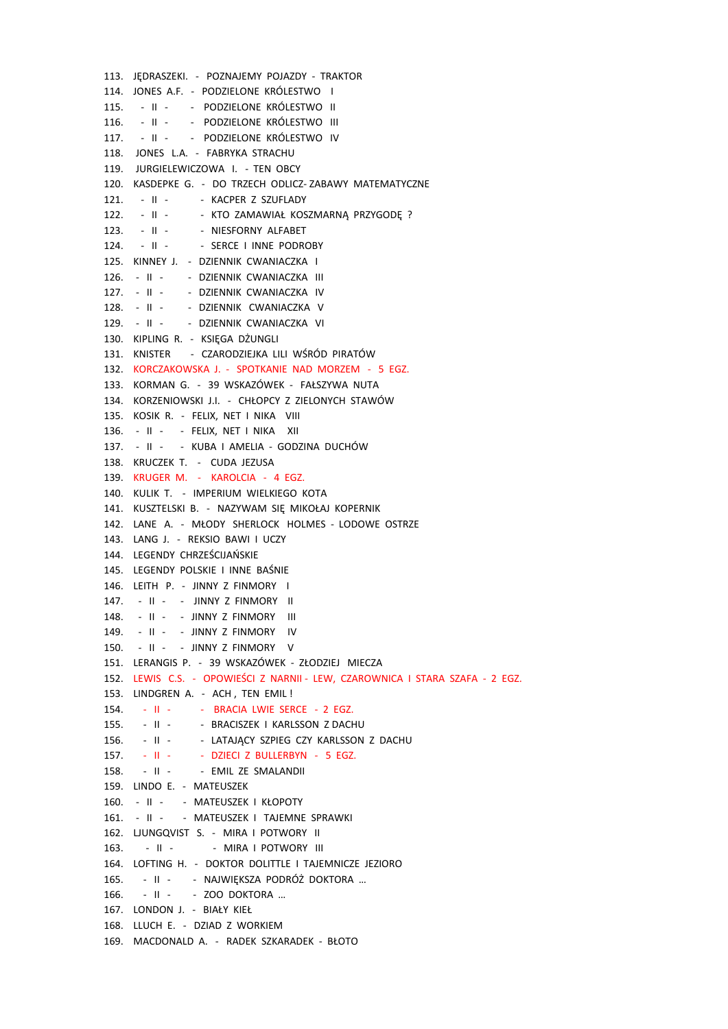113. JĘDRASZEKI. - POZNAJEMY POJAZDY - TRAKTOR
114. JONES A.F. - PODZIELONE KRÓLESTWO I
115. - II - - PODZIELONE KRÓLESTWO II
116. - II - - PODZIELONE KRÓLESTWO III
117. - II - - PODZIELONE KRÓLESTWO IV
118. JONES L.A. - FABRYKA STRACHU
119. JURGIELEWICZOWA I. - TEN OBCY
120. KASDEPKE G. - DO TRZECH ODLICZ- ZABAWY MATEMATYCZNE
121. - II - - KACPER Z SZUFLADY
122. - II - - KTO ZAMAWIAŁ KOSZMARNĄ PRZYGODĘ ?
123. - II - - NIESFORNY ALFABET
124. - II - - SERCE I INNE PODROBY
125. KINNEY J. - DZIENNIK CWANIACZKA I
126. - II - - DZIENNIK CWANIACZKA III
127. - II - - DZIENNIK CWANIACZKA IV
128. - II - - DZIENNIK CWANIACZKA V
129. - II - - DZIENNIK CWANIACZKA VI
130. KIPLING R. - KSIĘGA DŻUNGLI
131. KNISTER - CZARODZIEJKA LILI WŚRÓD PIRATÓW
132. KORCZAKOWSKA J. - SPOTKANIE NAD MORZEM - 5 EGZ.
133. KORMAN G. - 39 WSKAZÓWEK - FAŁSZYWA NUTA
134. KORZENIOWSKI J.I. - CHŁOPCY Z ZIELONYCH STAWÓW
135. KOSIK R. - FELIX, NET I NIKA VIII
136. - II - - FELIX, NET I NIKA XII
137. - II - - KUBA I AMELIA - GODZINA DUCHÓW
138. KRUCZEK T. - CUDA JEZUSA
139. KRUGER M. - KAROLCIA - 4 EGZ.
140. KULIK T. - IMPERIUM WIELKIEGO KOTA
141. KUSZTELSKI B. - NAZYWAM SIĘ MIKOŁAJ KOPERNIK
142. LANE A. - MŁODY SHERLOCK HOLMES - LODOWE OSTRZE
143. LANG J. - REKSIO BAWI I UCZY
144. LEGENDY CHRZEŚCIJAŃSKIE
145. LEGENDY POLSKIE I INNE BAŚNIE
146. LEITH P. - JINNY Z FINMORY I
147. - II - - JINNY Z FINMORY II
148. - II - - JINNY Z FINMORY III
149. - II - - JINNY Z FINMORY IV
150. - II - - JINNY Z FINMORY V
151. LERANGIS P. - 39 WSKAZÓWEK - ZŁODZIEJ MIECZA
152. LEWIS C.S. - OPOWIEŚCI Z NARNII - LEW, CZAROWNICA I STARA SZAFA - 2 EGZ.
153. LINDGREN A. - ACH , TEN EMIL !
154. - II - - BRACIA LWIE SERCE - 2 EGZ.
155. - II - - BRACISZEK I KARLSSON Z DACHU
156. - II - - LATAJĄCY SZPIEG CZY KARLSSON Z DACHU
157. - II - - DZIECI Z BULLERBYN - 5 EGZ.
158. - II - - EMIL ZE SMALANDII
159. LINDO E. - MATEUSZEK
160. - II - - MATEUSZEK I KŁOPOTY
161. - II - - MATEUSZEK I TAJEMNE SPRAWKI
162. LJUNGQVIST S. - MIRA I POTWORY II
163. - II - - MIRA I POTWORY III
164. LOFTING H. - DOKTOR DOLITTLE I TAJEMNICZE JEZIORO
165. - II - - NAJWIĘKSZA PODRÓŻ DOKTORA …
166. - II - - ZOO DOKTORA …
167. LONDON J. - BIAŁY KIEŁ
168. LLUCH E. - DZIAD Z WORKIEM
169. MACDONALD A. - RADEK SZKARADEK - BŁOTO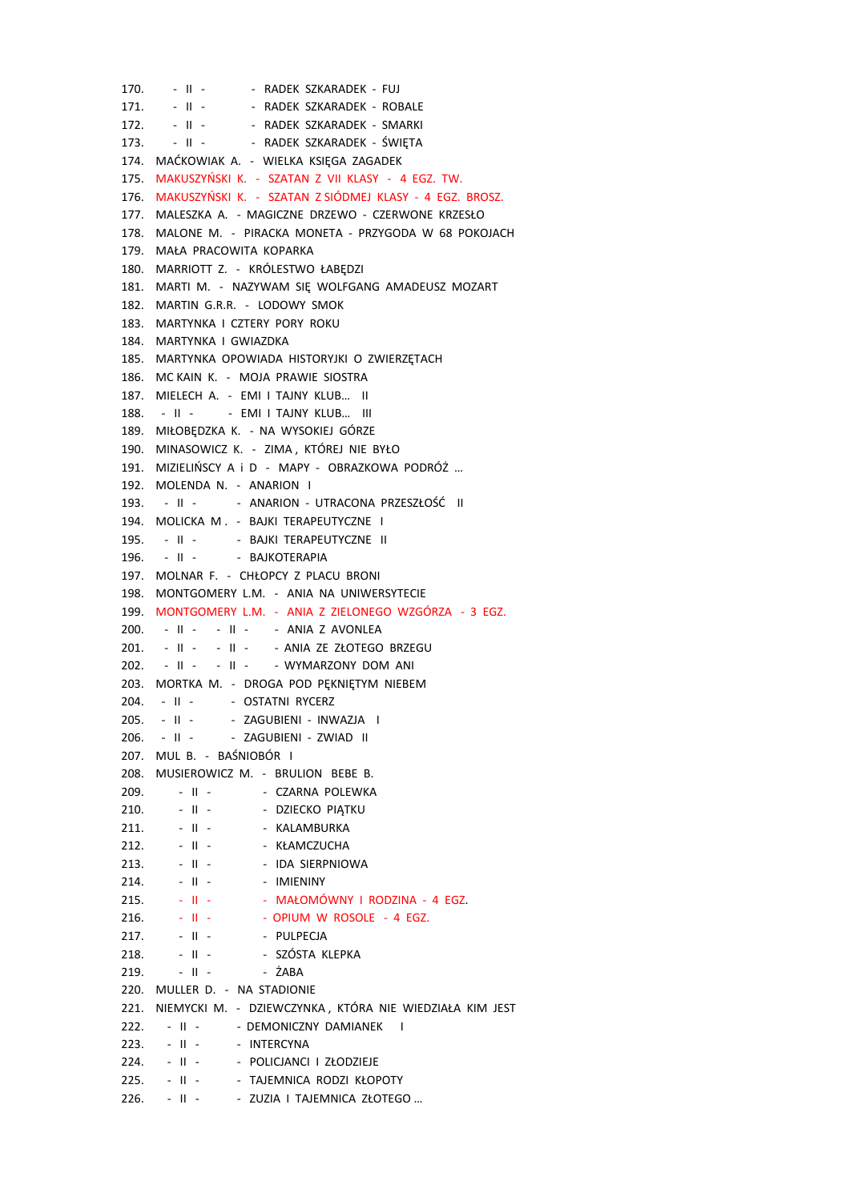170. - II - - RADEK SZKARADEK - FUJ
171. - II - - RADEK SZKARADEK - ROBALE
172. - II - - RADEK SZKARADEK - SMARKI
173. - II - - RADEK SZKARADEK - ŚWIĘTA
174. MAĆKOWIAK A. - WIELKA KSIĘGA ZAGADEK
175. MAKUSZYŃSKI K. - SZATAN Z VII KLASY - 4 EGZ. TW.
176. MAKUSZYŃSKI K. - SZATAN Z SIÓDMEJ KLASY - 4 EGZ. BROSZ.
177. MALESZKA A. - MAGICZNE DRZEWO - CZERWONE KRZESŁO
178. MALONE M. - PIRACKA MONETA - PRZYGODA W 68 POKOJACH
179. MAŁA PRACOWITA KOPARKA
180. MARRIOTT Z. - KRÓLESTWO ŁABĘDZI
181. MARTI M. - NAZYWAM SIĘ WOLFGANG AMADEUSZ MOZART
182. MARTIN G.R.R. - LODOWY SMOK
183. MARTYNKA I CZTERY PORY ROKU
184. MARTYNKA I GWIAZDKA
185. MARTYNKA OPOWIADA HISTORYJKI O ZWIERZĘTACH
186. MC KAIN K. - MOJA PRAWIE SIOSTRA
187. MIELECH A. - EMI I TAJNY KLUB… II
188. - II - - EMI I TAJNY KLUB… III
189. MIŁOBĘDZKA K. - NA WYSOKIEJ GÓRZE
190. MINASOWICZ K. - ZIMA , KTÓREJ NIE BYŁO
191. MIZIELIŃSCY A i D - MAPY - OBRAZKOWA PODRÓŻ …
192. MOLENDA N. - ANARION I
193. - II - - ANARION - UTRACONA PRZESZŁOŚĆ II
194. MOLICKA M . - BAJKI TERAPEUTYCZNE I
195. - II - - BAJKI TERAPEUTYCZNE II
196. - II - - BAJKOTERAPIA
197. MOLNAR F. - CHŁOPCY Z PLACU BRONI
198. MONTGOMERY L.M. - ANIA NA UNIWERSYTECIE
199. MONTGOMERY L.M. - ANIA Z ZIELONEGO WZGÓRZA - 3 EGZ.
200. - II - - II - - ANIA Z AVONLEA
201. - II - - II - - ANIA ZE ZŁOTEGO BRZEGU
202. - II - - II - - WYMARZONY DOM ANI
203. MORTKA M. - DROGA POD PĘKNIĘTYM NIEBEM
204. - II - - OSTATNI RYCERZ
205. - II - - ZAGUBIENI - INWAZJA I
206. - II - - ZAGUBIENI - ZWIAD II
207. MUL B. - BAŚNIOBÓR I
208. MUSIEROWICZ M. - BRULION BEBE B.
209. - II - - CZARNA POLEWKA
210. - II - - DZIECKO PIĄTKU
211. - II - - KALAMBURKA
212. - II - - KŁAMCZUCHA
213. - II - - IDA SIERPNIOWA
214. - II - - IMIENINY
215. - II - - MAŁOMÓWNY I RODZINA - 4 EGZ.
216. - II - - OPIUM W ROSOLE - 4 EGZ.
217. - II - - PULPECJA
218. - II - - SZÓSTA KLEPKA
219. - II - - ŻABA
220. MULLER D. - NA STADIONIE
221. NIEMYCKI M. - DZIEWCZYNKA , KTÓRA NIE WIEDZIAŁA KIM JEST
222. - II - - DEMONICZNY DAMIANEK I
223. - II - - INTERCYNA
224. - II - - POLICJANCI I ZŁODZIEJE
225. - II - - TAJEMNICA RODZI KŁOPOTY
226. - II - - ZUZIA I TAJEMNICA ZŁOTEGO …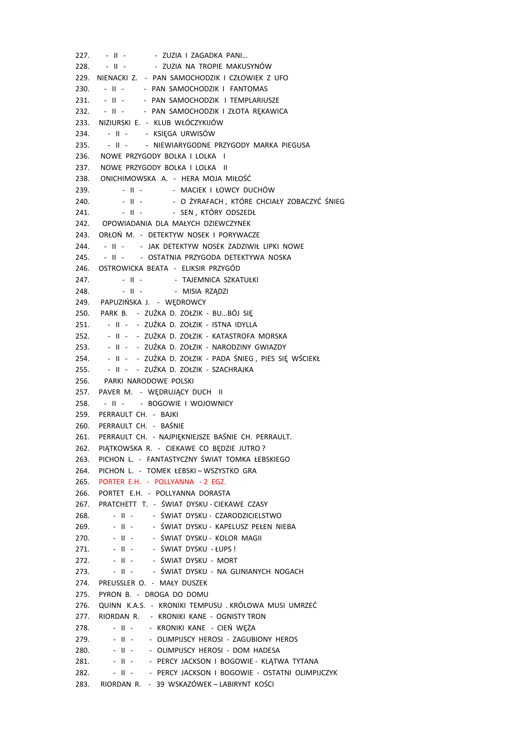227. - II - - ZUZIA I ZAGADKA PANI…
228. - II - - ZUZIA NA TROPIE MAKUSYNÓW
229. NIENACKI Z. - PAN SAMOCHODZIK I CZŁOWIEK Z UFO
230. - II - - PAN SAMOCHODZIK I FANTOMAS
231. - II - - PAN SAMOCHODZIK I TEMPLARIUSZE
232. - II - - PAN SAMOCHODZIK I ZŁOTA RĘKAWICA
233. NIZIURSKI E. - KLUB WŁÓCZYKIJÓW
234. - II - - KSIĘGA URWISÓW
235. - II - - NIEWIARYGODNE PRZYGODY MARKA PIEGUSA
236. NOWE PRZYGODY BOLKA I LOLKA I
237. NOWE PRZYGODY BOLKA I LOLKA II
238. ONICHIMOWSKA A. - HERA MOJA MIŁOŚĆ
239. - II - - MACIEK I ŁOWCY DUCHÓW
240. - II - - O ŻYRAFACH , KTÓRE CHCIAŁY ZOBACZYĆ ŚNIEG
241. - II - - SEN , KTÓRY ODSZEDŁ
242. OPOWIADANIA DLA MAŁYCH DZIEWCZYNEK
243. ORŁOŃ M. - DETEKTYW NOSEK I PORYWACZE
244. - II - - JAK DETEKTYW NOSEK ZADZIWIŁ LIPKI NOWE
245. - II - - OSTATNIA PRZYGODA DETEKTYWA NOSKA
246. OSTROWICKA BEATA - ELIKSIR PRZYGÓD
247. - II - - TAJEMNICA SZKATUŁKI
248. - II - - MISIA RZĄDZI
249. PAPUZIŃSKA J. - WĘDROWCY
250. PARK B. - ZUŹKA D. ZOŁZIK - BU…BÓJ SIĘ
251. - II - - ZUŹKA D. ZOŁZIK - ISTNA IDYLLA
252. - II - - ZUŻKA D. ZOŁZIK - KATASTROFA MORSKA
253. - II - - ZUŹKA D. ZOŁZIK - NARODZINY GWIAZDY
254. - II - - ZUŹKA D. ZOŁZIK - PADA ŚNIEG , PIES SIĘ WŚCIEKŁ
255. - II - - ZUŹKA D. ZOŁZIK - SZACHRAJKA
256. PARKI NARODOWE POLSKI
257. PAVER M. - WĘDRUJĄCY DUCH II
258. - II - - BOGOWIE I WOJOWNICY
259. PERRAULT CH. - BAJKI
260. PERRAULT CH. - BAŚNIE
261. PERRAULT CH. - NAJPIĘKNIEJSZE BAŚNIE CH. PERRAULT.
262. PIĄTKOWSKA R. - CIEKAWE CO BĘDZIE JUTRO ?
263. PICHON L. - FANTASTYCZNY ŚWIAT TOMKA ŁEBSKIEGO
264. PICHON L. - TOMEK ŁEBSKI – WSZYSTKO GRA
265. PORTER E.H. - POLLYANNA - 2 EGZ.
266. PORTET E.H. - POLLYANNA DORASTA
267. PRATCHETT T. - ŚWIAT DYSKU - CIEKAWE CZASY
268. - II - - ŚWIAT DYSKU - CZARODZICIELSTWO
269. - II - - ŚWIAT DYSKU - KAPELUSZ PEŁEN NIEBA
270. - II - - ŚWIAT DYSKU - KOLOR MAGII
271. - II - - ŚWIAT DYSKU - ŁUPS !
272. - II - - ŚWIAT DYSKU - MORT
273. - II - - ŚWIAT DYSKU - NA GLINIANYCH NOGACH
274. PREUSSLER O. - MAŁY DUSZEK
275. PYRON B. - DROGA DO DOMU
276. QUINN K.A.S. - KRONIKI TEMPUSU . KRÓLOWA MUSI UMRZEĆ
277. RIORDAN R. - KRONIKI KANE - OGNISTY TRON
278. - II - - KRONIKI KANE - CIEŃ WĘŻA
279. - II - - OLIMPIJSCY HEROSI - ZAGUBIONY HEROS
280. - II - - OLIMPIJSCY HEROSI - DOM HADESA
281. - II - - PERCY JACKSON I BOGOWIE - KLĄTWA TYTANA
282. - II - - PERCY JACKSON I BOGOWIE - OSTATNI OLIMPIJCZYK
283. RIORDAN R. - 39 WSKAZÓWEK – LABIRYNT KOŚCI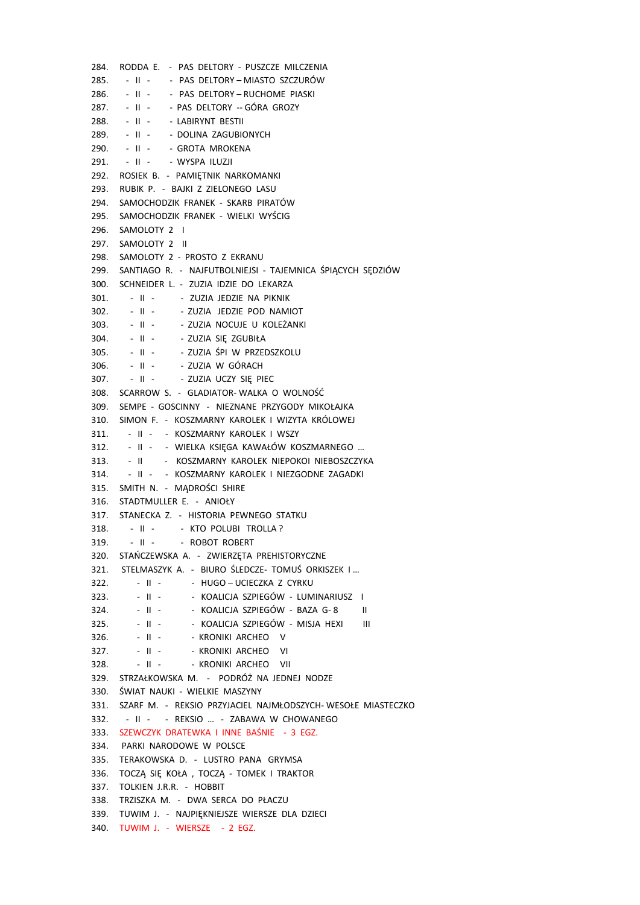284. RODDA E. - PAS DELTORY - PUSZCZE MILCZENIA
285. - II - - PAS DELTORY – MIASTO SZCZURÓW
286. - II - - PAS DELTORY – RUCHOME PIASKI
287. - II - - PAS DELTORY -- GÓRA GROZY
288. - II - - LABIRYNT BESTII
289. - II - - DOLINA ZAGUBIONYCH
290. - II - - GROTA MROKENA
291. - II - - WYSPA ILUZJI
292. ROSIEK B. - PAMIĘTNIK NARKOMANKI
293. RUBIK P. - BAJKI Z ZIELONEGO LASU
294. SAMOCHODZIK FRANEK - SKARB PIRATÓW
295. SAMOCHODZIK FRANEK - WIELKI WYŚCIG
296. SAMOLOTY 2 I
297. SAMOLOTY 2 II
298. SAMOLOTY 2 - PROSTO Z EKRANU
299. SANTIAGO R. - NAJFUTBOLNIEJSI - TAJEMNICA ŚPIĄCYCH SĘDZIÓW
300. SCHNEIDER L. - ZUZIA IDZIE DO LEKARZA
301. - II - - ZUZIA JEDZIE NA PIKNIK
302. - II - - ZUZIA JEDZIE POD NAMIOT
303. - II - - ZUZIA NOCUJE U KOLEŻANKI
304. - II - - ZUZIA SIĘ ZGUBIŁA
305. - II - - ZUZIA ŚPI W PRZEDSZKOLU
306. - II - - ZUZIA W GÓRACH
307. - II - - ZUZIA UCZY SIĘ PIEC
308. SCARROW S. - GLADIATOR- WALKA O WOLNOŚĆ
309. SEMPE - GOSCINNY - NIEZNANE PRZYGODY MIKOŁAJKA
310. SIMON F. - KOSZMARNY KAROLEK I WIZYTA KRÓLOWEJ
311. - II - - KOSZMARNY KAROLEK I WSZY
312. - II - - WIELKA KSIĘGA KAWAŁÓW KOSZMARNEGO …
313. - II - KOSZMARNY KAROLEK NIEPOKOI NIEBOSZCZYKA
314. - II - - KOSZMARNY KAROLEK I NIEZGODNE ZAGADKI
315. SMITH N. - MĄDROŚCI SHIRE
316. STADTMULLER E. - ANIOŁY
317. STANECKA Z. - HISTORIA PEWNEGO STATKU
318. - II - - KTO POLUBI TROLLA ?
319. - II - - ROBOT ROBERT
320. STAŃCZEWSKA A. - ZWIERZĘTA PREHISTORYCZNE
321. STELMASZYK A. - BIURO ŚLEDCZE- TOMUŚ ORKISZEK I …
322. - II - - HUGO – UCIECZKA Z CYRKU
323. - II - - KOALICJA SZPIEGÓW - LUMINARIUSZ I
324. - II - - KOALICJA SZPIEGÓW - BAZA G- 8 II
325. - II - - KOALICJA SZPIEGÓW - MISJA HEXI III
326. - II - - KRONIKI ARCHEO V
327. - II - - KRONIKI ARCHEO VI
328. - II - - KRONIKI ARCHEO VII
329. STRZAŁKOWSKA M. - PODRÓŻ NA JEDNEJ NODZE
330. ŚWIAT NAUKI - WIELKIE MASZYNY
331. SZARF M. - REKSIO PRZYJACIEL NAJMŁODSZYCH- WESOŁE MIASTECZKO
332. - II - - REKSIO … - ZABAWA W CHOWANEGO
333. SZEWCZYK DRATEWKA I INNE BAŚNIE - 3 EGZ.
334. PARKI NARODOWE W POLSCE
335. TERAKOWSKA D. - LUSTRO PANA GRYMSA
336. TOCZĄ SIĘ KOŁA , TOCZĄ - TOMEK I TRAKTOR
337. TOLKIEN J.R.R. - HOBBIT
338. TRZISZKA M. - DWA SERCA DO PŁACZU
339. TUWIM J. - NAJPIĘKNIEJSZE WIERSZE DLA DZIECI
340. TUWIM J. - WIERSZE - 2 EGZ.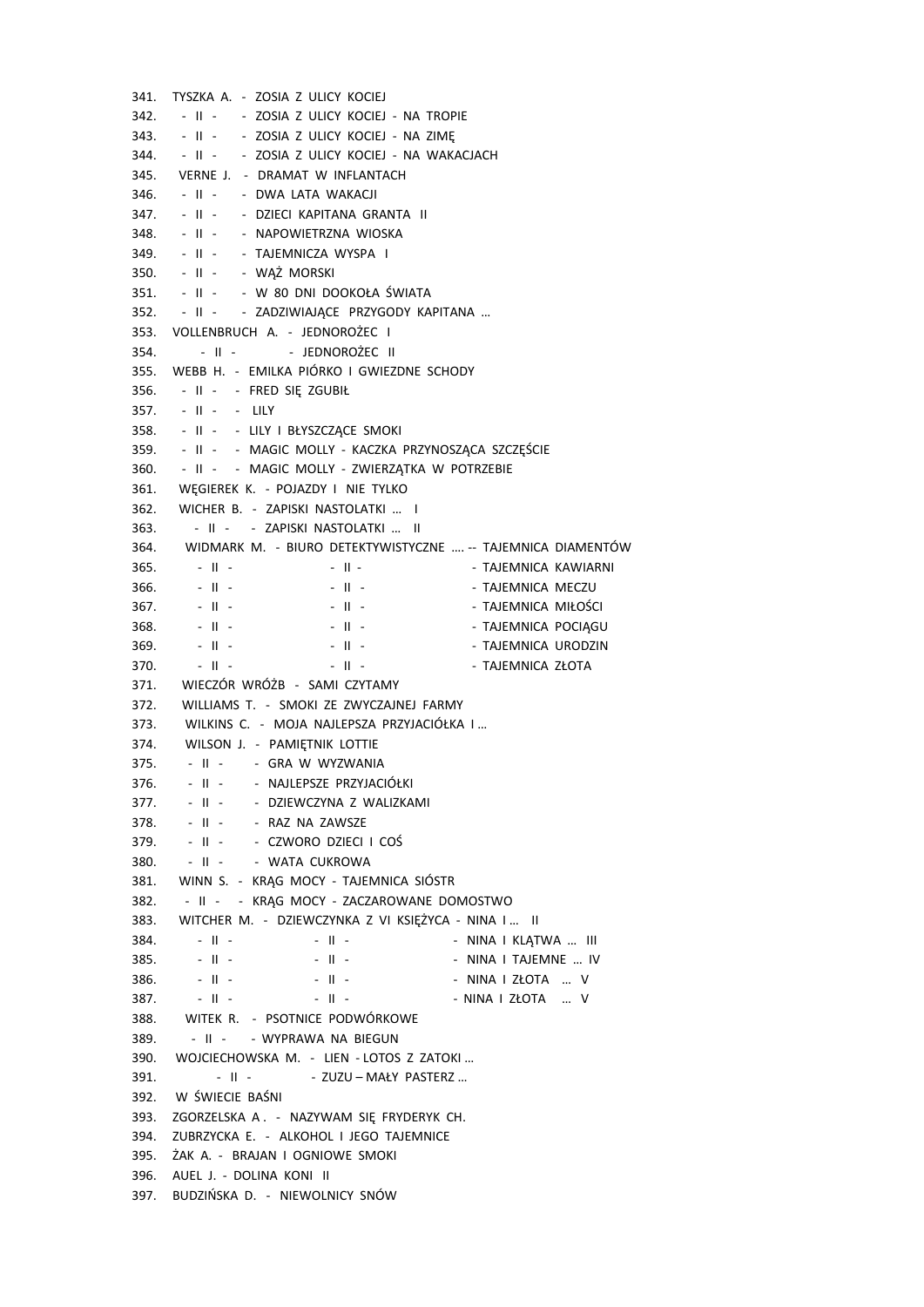341. TYSZKA A. - ZOSIA Z ULICY KOCIEJ
342. - II - - ZOSIA Z ULICY KOCIEJ - NA TROPIE
343. - II - - ZOSIA Z ULICY KOCIEJ - NA ZIMĘ
344. - II - - ZOSIA Z ULICY KOCIEJ - NA WAKACJACH
345. VERNE J. - DRAMAT W INFLANTACH
346. - II - - DWA LATA WAKACJI
347. - II - - DZIECI KAPITANA GRANTA II
348. - II - - NAPOWIETRZNA WIOSKA
349. - II - - TAJEMNICZA WYSPA I
350. - II - - WĄŻ MORSKI
351. - II - - W 80 DNI DOOKOŁA ŚWIATA
352. - II - - ZADZIWIAJĄCE PRZYGODY KAPITANA …
353. VOLLENBRUCH A. - JEDNOROŻEC I
354. - II - - JEDNOROŻEC II
355. WEBB H. - EMILKA PIÓRKO I GWIEZDNE SCHODY
356. - II - - FRED SIĘ ZGUBIŁ
357. - II - - LILY
358. - II - - LILY I BŁYSZCZĄCE SMOKI
359. - II - - MAGIC MOLLY - KACZKA PRZYNOSZĄCA SZCZĘŚCIE
360. - II - - MAGIC MOLLY - ZWIERZĄTKA W POTRZEBIE
361. WĘGIEREK K. - POJAZDY I NIE TYLKO
362. WICHER B. - ZAPISKI NASTOLATKI … I
363. - II - - ZAPISKI NASTOLATKI … II
364. WIDMARK M. - BIURO DETEKTYWISTYCZNE …. -- TAJEMNICA DIAMENTÓW
365. - II - - II - - TAJEMNICA KAWIARNI
366. - II - - II - - TAJEMNICA MECZU
367. - II - - II - - TAJEMNICA MIŁOŚCI
368. - II - - II - - TAJEMNICA POCIĄGU
369. - II - - II - - TAJEMNICA URODZIN
370. - II - - II - - TAJEMNICA ZŁOTA
371. WIECZÓR WRÓŻB - SAMI CZYTAMY
372. WILLIAMS T. - SMOKI ZE ZWYCZAJNEJ FARMY
373. WILKINS C. - MOJA NAJLEPSZA PRZYJACIÓŁKA I …
374. WILSON J. - PAMIĘTNIK LOTTIE
375. - II - - GRA W WYZWANIA
376. - II - - NAJLEPSZE PRZYJACIÓŁKI
377. - II - - DZIEWCZYNA Z WALIZKAMI
378. - II - - RAZ NA ZAWSZE
379. - II - - CZWORO DZIECI I COŚ
380. - II - - WATA CUKROWA
381. WINN S. - KRĄG MOCY - TAJEMNICA SIÓSTR
382. - II - - KRĄG MOCY - ZACZAROWANE DOMOSTWO
383. WITCHER M. - DZIEWCZYNKA Z VI KSIĘŻYCA - NINA I … II
384. - II - - II - - NINA I KLĄTWA … III
385. - II - - II - - NINA I TAJEMNE … IV
386. - II - - II - - NINA I ZŁOTA … V
387. - II - - II - - NINA I ZŁOTA … V
388. WITEK R. - PSOTNICE PODWÓRKOWE
389. - II - - WYPRAWA NA BIEGUN
390. WOJCIECHOWSKA M. - LIEN - LOTOS Z ZATOKI …
391. - II - - ZUZU – MAŁY PASTERZ …
392. W ŚWIECIE BAŚNI
393. ZGORZELSKA A . - NAZYWAM SIĘ FRYDERYK CH.
394. ZUBRZYCKA E. - ALKOHOL I JEGO TAJEMNICE
395. ŻAK A. - BRAJAN I OGNIOWE SMOKI
396. AUEL J. - DOLINA KONI II
397. BUDZIŃSKA D. - NIEWOLNICY SNÓW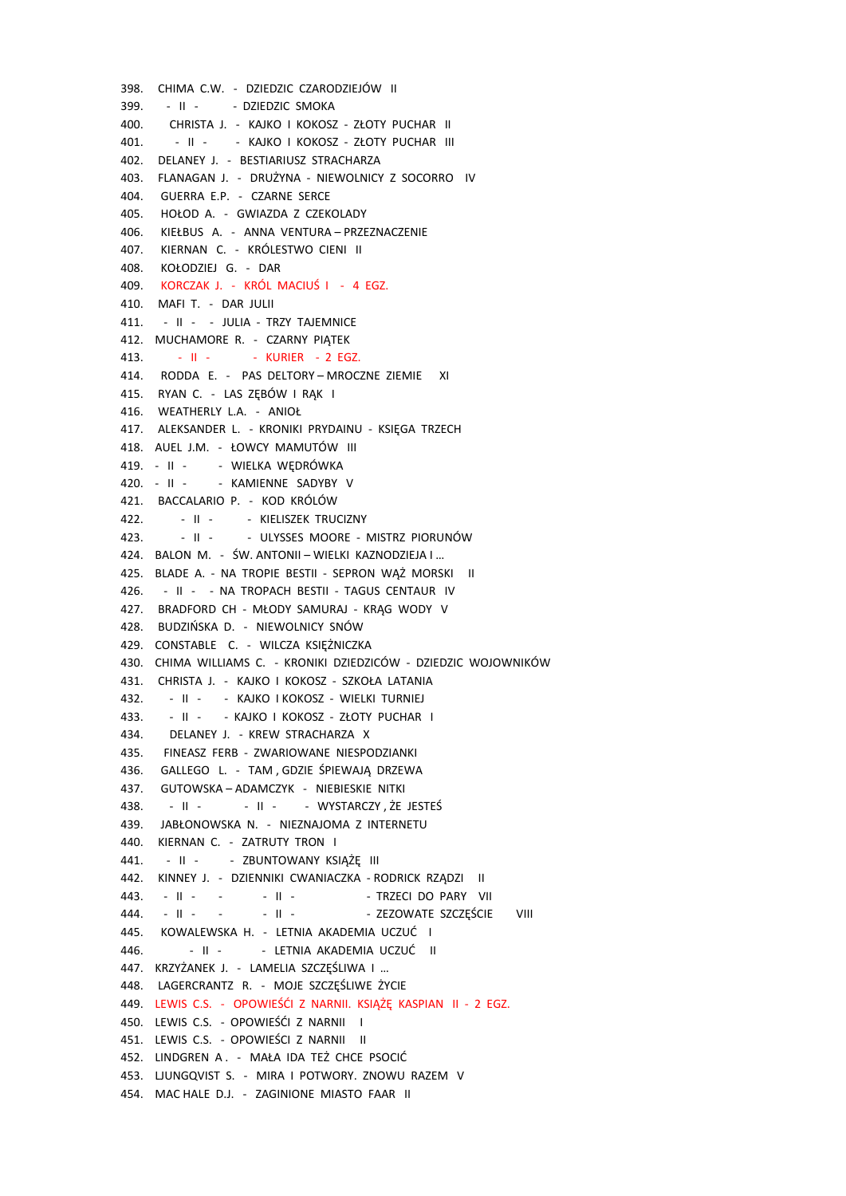398. CHIMA C.W. - DZIEDZIC CZARODZIEJÓW II
399. - II - - DZIEDZIC SMOKA
400. CHRISTA J. - KAJKO I KOKOSZ - ZŁOTY PUCHAR II
401. - II - - KAJKO I KOKOSZ - ZŁOTY PUCHAR III
402. DELANEY J. - BESTIARIUSZ STRACHARZA
403. FLANAGAN J. - DRUŻYNA - NIEWOLNICY Z SOCORRO IV
404. GUERRA E.P. - CZARNE SERCE
405. HOŁOD A. - GWIAZDA Z CZEKOLADY
406. KIEŁBUS A. - ANNA VENTURA – PRZEZNACZENIE
407. KIERNAN C. - KRÓLESTWO CIENI II
408. KOŁODZIEJ G. - DAR
409. KORCZAK J. - KRÓL MACIUŚ I - 4 EGZ.
410. MAFI T. - DAR JULII
411. - II - - JULIA - TRZY TAJEMNICE
412. MUCHAMORE R. - CZARNY PIĄTEK
413. - II - - KURIER - 2 EGZ.
414. RODDA E. - PAS DELTORY – MROCZNE ZIEMIE XI
415. RYAN C. - LAS ZĘBÓW I RĄK I
416. WEATHERLY L.A. - ANIOŁ
417. ALEKSANDER L. - KRONIKI PRYDAINU - KSIĘGA TRZECH
418. AUEL J.M. - ŁOWCY MAMUTÓW III
419. - II - - WIELKA WĘDRÓWKA
420. - II - - KAMIENNE SADYBY V
421. BACCALARIO P. - KOD KRÓLÓW
422. - II - - KIELISZEK TRUCIZNY
423. - II - - ULYSSES MOORE - MISTRZ PIORUNÓW
424. BALON M. - ŚW. ANTONII – WIELKI KAZNODZIEJA I ...
425. BLADE A. - NA TROPIE BESTII - SEPRON WĄŻ MORSKI II
426. - II - - NA TROPACH BESTII - TAGUS CENTAUR IV
427. BRADFORD CH - MŁODY SAMURAJ - KRĄG WODY V
428. BUDZIŃSKA D. - NIEWOLNICY SNÓW
429. CONSTABLE C. - WILCZA KSIĘŻNICZKA
430. CHIMA WILLIAMS C. - KRONIKI DZIEDZICÓW - DZIEDZIC WOJOWNIKÓW
431. CHRISTA J. - KAJKO I KOKOSZ - SZKOŁA LATANIA
432. - II - - KAJKO I KOKOSZ - WIELKI TURNIEJ
433. - II - - KAJKO I KOKOSZ - ZŁOTY PUCHAR I
434. DELANEY J. - KREW STRACHARZA X
435. FINEASZ FERB - ZWARIOWANE NIESPODZIANKI
436. GALLEGO L. - TAM , GDZIE ŚPIEWAJĄ DRZEWA
437. GUTOWSKA – ADAMCZYK - NIEBIESKIE NITKI
438. - II - - II - - WYSTARCZY , ŻE JESTEŚ
439. JABŁONOWSKA N. - NIEZNAJOMA Z INTERNETU
440. KIERNAN C. - ZATRUTY TRON I
441. - II - - ZBUNTOWANY KSIĄŻĘ III
442. KINNEY J. - DZIENNIKI CWANIACZKA - RODRICK RZĄDZI II
443. - II - - - II - - TRZECI DO PARY VII
444. - II - - - II - - ZEZOWATE SZCZĘŚCIE VIII
445. KOWALEWSKA H. - LETNIA AKADEMIA UCZUĆ I
446. - II - - LETNIA AKADEMIA UCZUĆ II
447. KRZYŻANEK J. - LAMELIA SZCZĘŚLIWA I ...
448. LAGERCRANTZ R. - MOJE SZCZĘŚLIWE ŻYCIE
449. LEWIS C.S. - OPOWIEŚĆI Z NARNII. KSIĄŻĘ KASPIAN II - 2 EGZ.
450. LEWIS C.S. - OPOWIEŚĆI Z NARNII I
451. LEWIS C.S. - OPOWIEŚCI Z NARNII II
452. LINDGREN A . - MAŁA IDA TEŻ CHCE PSOCIĆ
453. LJUNGQVIST S. - MIRA I POTWORY. ZNOWU RAZEM V
454. MAC HALE D.J. - ZAGINIONE MIASTO FAAR II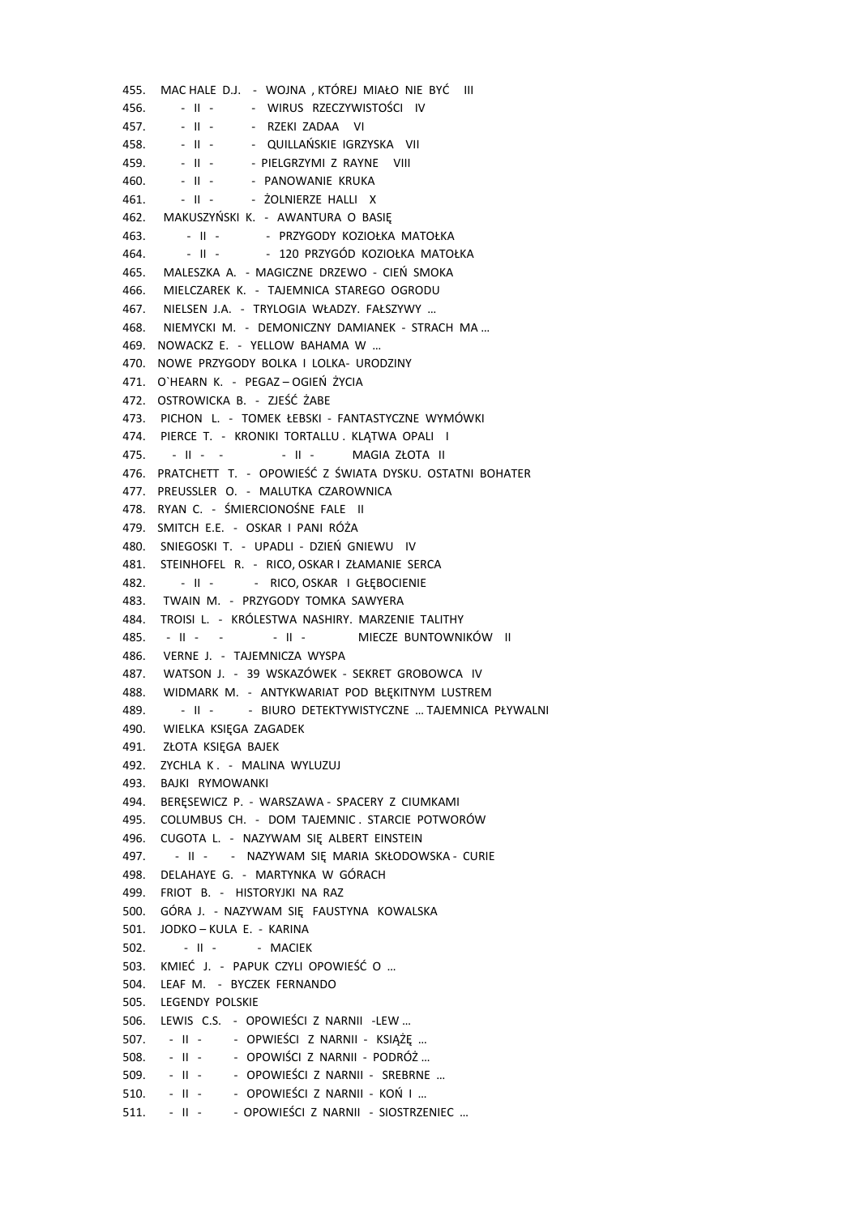455. MAC HALE D.J. - WOJNA , KTÓREJ MIAŁO NIE BYĆ III
456. - II - - WIRUS RZECZYWISTOŚCI IV
457. - II - - RZEKI ZADAA VI
458. - II - - QUILLAŃSKIE IGRZYSKA VII
459. - II - - PIELGRZYMI Z RAYNE VIII
460. - II - - PANOWANIE KRUKA
461. - II - - ŻOLNIERZE HALLI X
462. MAKUSZYŃSKI K. - AWANTURA O BASIĘ
463. - II - - PRZYGODY KOZIOŁKA MATOŁKA
464. - II - - 120 PRZYGÓD KOZIOŁKA MATOŁKA
465. MALESZKA A. - MAGICZNE DRZEWO - CIEŃ SMOKA
466. MIELCZAREK K. - TAJEMNICA STAREGO OGRODU
467. NIELSEN J.A. - TRYLOGIA WŁADZY. FAŁSZYWY …
468. NIEMYCKI M. - DEMONICZNY DAMIANEK - STRACH MA …
469. NOWACKZ E. - YELLOW BAHAMA W …
470. NOWE PRZYGODY BOLKA I LOLKA- URODZINY
471. O`HEARN K. - PEGAZ – OGIEŃ ŻYCIA
472. OSTROWICKA B. - ZJEŚĆ ŻABE
473. PICHON L. - TOMEK ŁEBSKI - FANTASTYCZNE WYMÓWKI
474. PIERCE T. - KRONIKI TORTALLU . KLĄTWA OPALI I
475. - II - - - II - MAGIA ZŁOTA II
476. PRATCHETT T. - OPOWIEŚĆ Z ŚWIATA DYSKU. OSTATNI BOHATER
477. PREUSSLER O. - MALUTKA CZAROWNICA
478. RYAN C. - ŚMIERCIONOŚNE FALE II
479. SMITCH E.E. - OSKAR I PANI RÓŻA
480. SNIEGOSKI T. - UPADLI - DZIEŃ GNIEWU IV
481. STEINHOFEL R. - RICO, OSKAR I ZŁAMANIE SERCA
482. - II - - RICO, OSKAR I GŁĘBOCIENIE
483. TWAIN M. - PRZYGODY TOMKA SAWYERA
484. TROISI L. - KRÓLESTWA NASHIRY. MARZENIE TALITHY
485. - II - - - II - MIECZE BUNTOWNIKÓW II
486. VERNE J. - TAJEMNICZA WYSPA
487. WATSON J. - 39 WSKAZÓWEK - SEKRET GROBOWCA IV
488. WIDMARK M. - ANTYKWARIAT POD BŁĘKITNYM LUSTREM
489. - II - - BIURO DETEKTYWISTYCZNE … TAJEMNICA PŁYWALNI
490. WIELKA KSIĘGA ZAGADEK
491. ZŁOTA KSIĘGA BAJEK
492. ZYCHLA K . - MALINA WYLUZUJ
493. BAJKI RYMOWANKI
494. BERĘSEWICZ P. - WARSZAWA - SPACERY Z CIUMKAMI
495. COLUMBUS CH. - DOM TAJEMNIC . STARCIE POTWORÓW
496. CUGOTA L. - NAZYWAM SIĘ ALBERT EINSTEIN
497. - II - - NAZYWAM SIĘ MARIA SKŁODOWSKA - CURIE
498. DELAHAYE G. - MARTYNKA W GÓRACH
499. FRIOT B. - HISTORYJKI NA RAZ
500. GÓRA J. - NAZYWAM SIĘ FAUSTYNA KOWALSKA
501. JODKO – KULA E. - KARINA
502. - II - - MACIEK
503. KMIEĆ J. - PAPUK CZYLI OPOWIEŚĆ O …
504. LEAF M. - BYCZEK FERNANDO
505. LEGENDY POLSKIE
506. LEWIS C.S. - OPOWIEŚCI Z NARNII -LEW …
507. - II - - OPWIEŚCI Z NARNII - KSIĄŻĘ …
508. - II - - OPOWIŚCI Z NARNII - PODRÓŻ …
509. - II - - OPOWIEŚCI Z NARNII - SREBRNE …
510. - II - - OPOWIEŚCI Z NARNII - KOŃ I …
511. - II - - OPOWIEŚCI Z NARNII - SIOSTRZENIEC …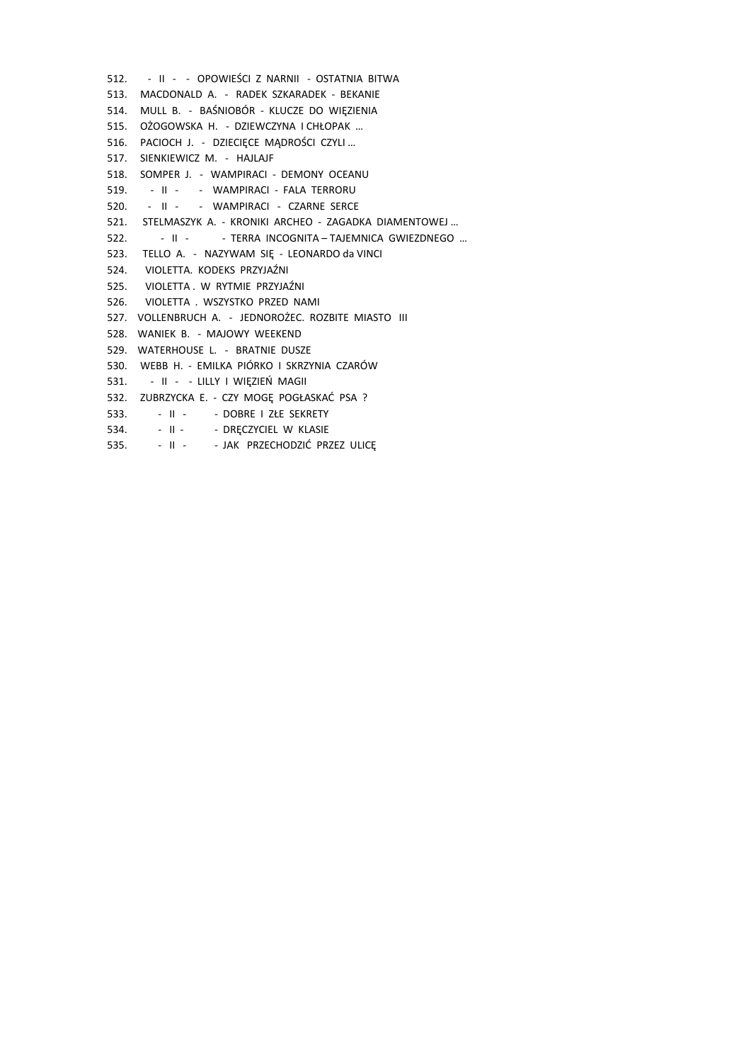512. - II - - OPOWIEŚCI Z NARNII - OSTATNIA BITWA
513. MACDONALD A. - RADEK SZKARADEK - BEKANIE
514. MULL B. - BAŚNIOBÓR - KLUCZE DO WIĘZIENIA
515. OŻOGOWSKA H. - DZIEWCZYNA I CHŁOPAK …
516. PACIOCH J. - DZIECIĘCE MĄDROŚCI CZYLI …
517. SIENKIEWICZ M. - HAJLAJF
518. SOMPER J. - WAMPIRACI - DEMONY OCEANU
519. - II - - WAMPIRACI - FALA TERRORU
520. - II - - WAMPIRACI - CZARNE SERCE
521. STELMASZYK A. - KRONIKI ARCHEO - ZAGADKA DIAMENTOWEJ …
522. - II - - TERRA INCOGNITA – TAJEMNICA GWIEZDNEGO …
523. TELLO A. - NAZYWAM SIĘ - LEONARDO da VINCI
524. VIOLETTA. KODEKS PRZYJAŹNI
525. VIOLETTA . W RYTMIE PRZYJAŹNI
526. VIOLETTA . WSZYSTKO PRZED NAMI
527. VOLLENBRUCH A. - JEDNOROŻEC. ROZBITE MIASTO III
528. WANIEK B. - MAJOWY WEEKEND
529. WATERHOUSE L. - BRATNIE DUSZE
530. WEBB H. - EMILKA PIÓRKO I SKRZYNIA CZARÓW
531. - II - - LILLY I WIĘZIEŃ MAGII
532. ZUBRZYCKA E. - CZY MOGĘ POGŁASKAĆ PSA ?
533. - II - - DOBRE I ZŁE SEKRETY
534. - II - - DRĘCZYCIEL W KLASIE
535. - II - - JAK PRZECHODZIĆ PRZEZ ULICĘ